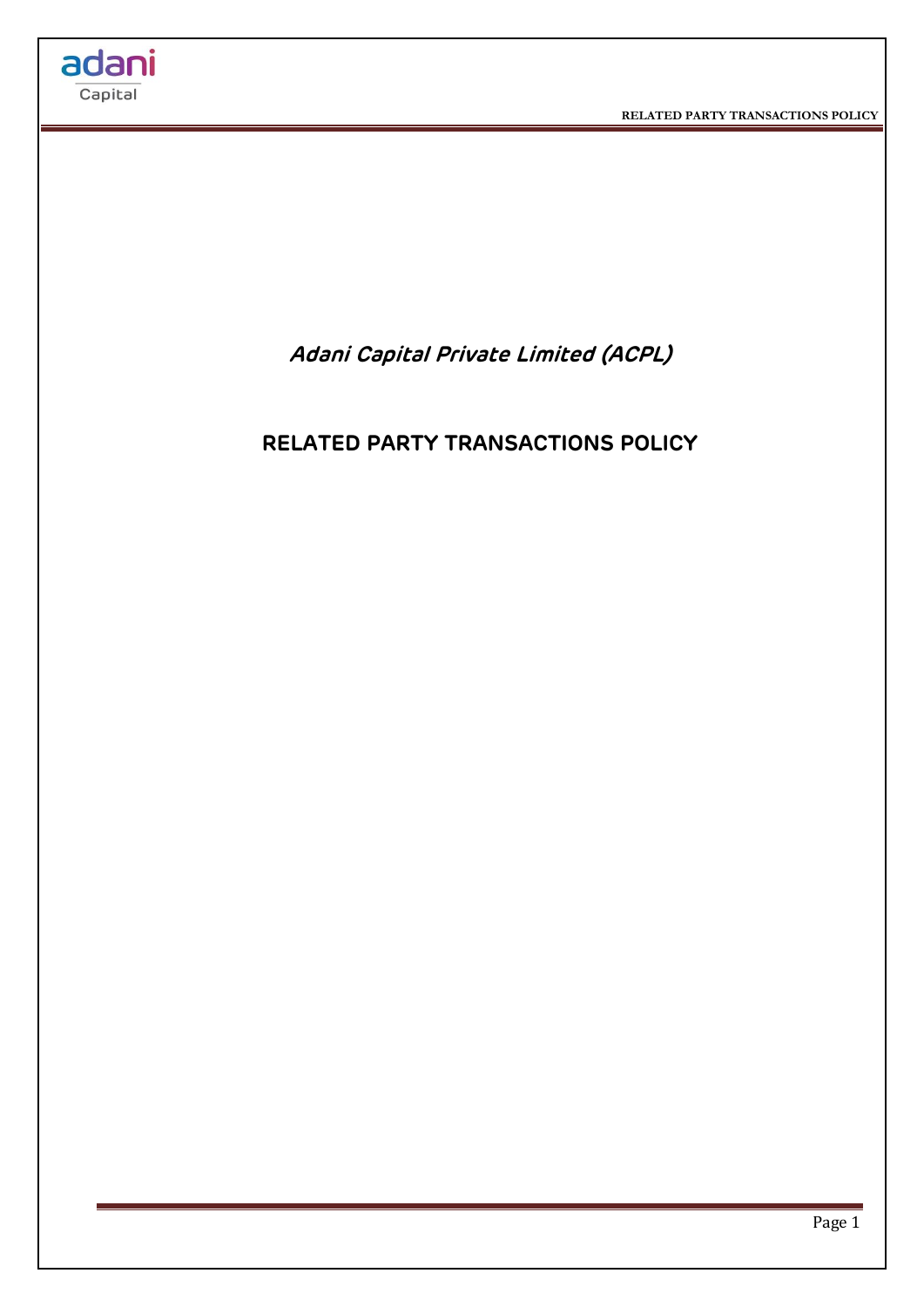*Adani Capital Private Limited (ACPL)*

# RELATED PARTY TRANSACTIONS POLICY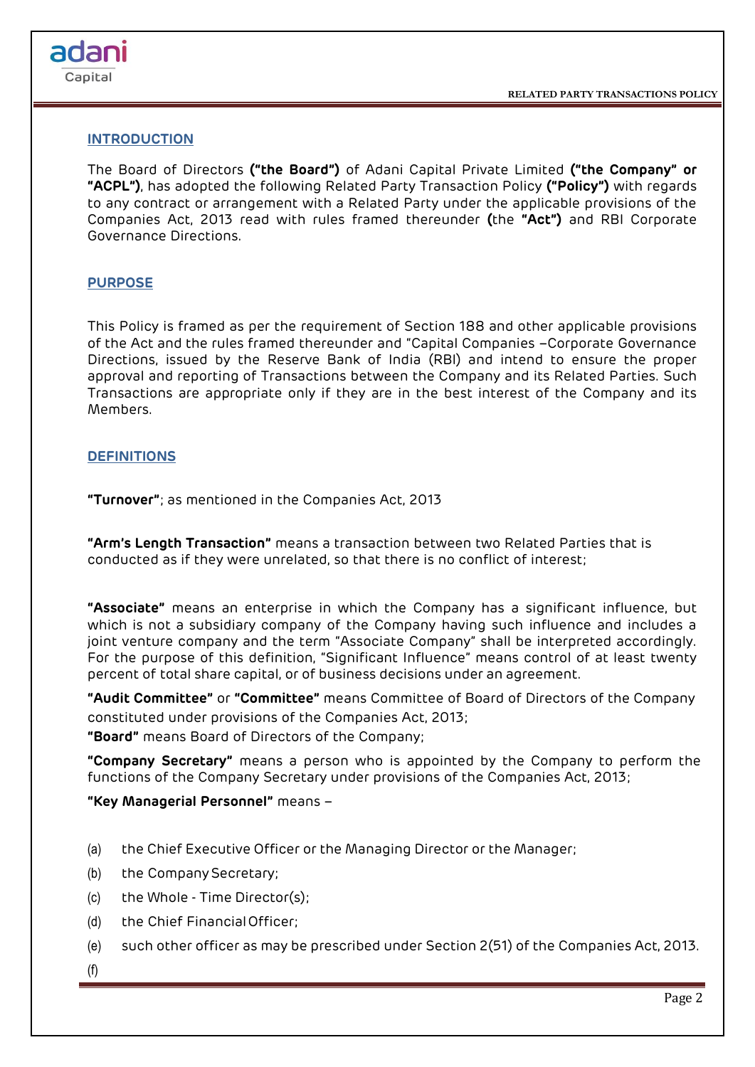## INTRODUCTION

The Board of Directors **("the Board")** of Adani Capital Private Limited **("the Company" or "ACPL")**, has adopted the following Related Party Transaction Policy **("Policy")** with regards to any contract or arrangement with a Related Party under the applicable provisions of the Companies Act, 2013 read with rules framed thereunder **(**the **"Act")** and RBI Corporate Governance Directions.

## PURPOSE

This Policy is framed as per the requirement of Section 188 and other applicable provisions of the Act and the rules framed thereunder and "Capital Companies –Corporate Governance Directions, issued by the Reserve Bank of India (RBI) and intend to ensure the proper approval and reporting of Transactions between the Company and its Related Parties. Such Transactions are appropriate only if they are in the best interest of the Company and its Members.

## DEFINITIONS

**"Turnover"**; as mentioned in the Companies Act, 2013

**"Arm's Length Transaction"** means a transaction between two Related Parties that is conducted as if they were unrelated, so that there is no conflict of interest;

**"Associate"** means an enterprise in which the Company has a significant influence, but which is not a subsidiary company of the Company having such influence and includes a joint venture company and the term "Associate Company" shall be interpreted accordingly. For the purpose of this definition, "Significant Influence" means control of at least twenty percent of total share capital, or of business decisions under an agreement.

**"Audit Committee"** or **"Committee"** means Committee of Board of Directors of the Company constituted under provisions of the Companies Act, 2013;

**"Board"** means Board of Directors of the Company;

**"Company Secretary"** means a person who is appointed by the Company to perform the functions of the Company Secretary under provisions of the Companies Act, 2013;

**"Key Managerial Personnel"** means –

(a) the Chief Executive Officer or the Managing Director or the Manager;

(b) the Company Secretary;

(c) the Whole - Time Director(s);

(d) the Chief Financial Officer;

(e) such other officer as may be prescribed under Section 2(51) of the Companies Act, 2013.

(f)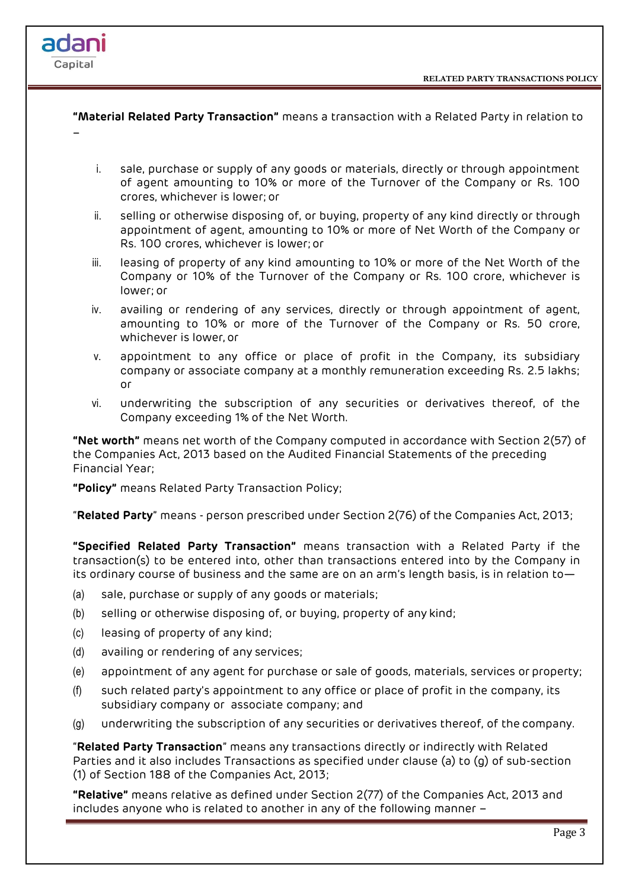**"Material Related Party Transaction"** means a transaction with a Related Party in relation to –

i. sale, purchase or supply of any goods or materials, directly or through appointment of agent amounting to 10% or more of the Turnover of the Company or Rs. 100 crores, whichever is lower; or

ii. selling or otherwise disposing of, or buying, property of any kind directly or through appointment of agent, amounting to 10% or more of Net Worth of the Company or Rs. 100 crores, whichever is lower; or

iii. leasing of property of any kind amounting to 10% or more of the Net Worth of the Company or 10% of the Turnover of the Company or Rs. 100 crore, whichever is lower; or

iv. availing or rendering of any services, directly or through appointment of agent, amounting to 10% or more of the Turnover of the Company or Rs. 50 crore, whichever is lower, or

v. appointment to any office or place of profit in the Company, its subsidiary company or associate company at a monthly remuneration exceeding Rs. 2.5 lakhs; or

vi. underwriting the subscription of any securities or derivatives thereof, of the Company exceeding 1% of the Net Worth.

**"Net worth"** means net worth of the Company computed in accordance with Section 2(57) of the Companies Act, 2013 based on the Audited Financial Statements of the preceding Financial Year;

**"Policy"** means Related Party Transaction Policy;

"**Related Party**" means - person prescribed under Section 2(76) of the Companies Act, 2013;

**"Specified Related Party Transaction"** means transaction with a Related Party if the transaction(s) to be entered into, other than transactions entered into by the Company in its ordinary course of business and the same are on an arm's length basis, is in relation to—

(a) sale, purchase or supply of any goods or materials;

(b) selling or otherwise disposing of, or buying, property of any kind;

(c) leasing of property of any kind;

(d) availing or rendering of any services;

(e) appointment of any agent for purchase or sale of goods, materials, services or property;

(f) such related party's appointment to any office or place of profit in the company, its subsidiary company or associate company; and

(g) underwriting the subscription of any securities or derivatives thereof, of the company.

"**Related Party Transaction**" means any transactions directly or indirectly with Related Parties and it also includes Transactions as specified under clause (a) to (g) of sub-section (1) of Section 188 of the Companies Act, 2013;

**"Relative"** means relative as defined under Section 2(77) of the Companies Act, 2013 and includes anyone who is related to another in any of the following manner –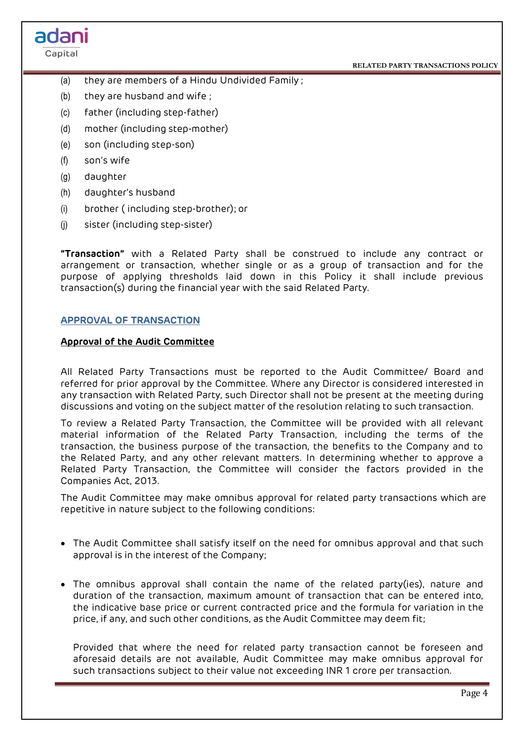(a) they are members of a Hindu Undivided Family ;

(b) they are husband and wife ;

(c) father (including step-father)

(d) mother (including step-mother)

(e) son (including step-son)

(f) son's wife

(g) daughter

(h) daughter's husband

(i) brother ( including step-brother); or

(j) sister (including step-sister)

**"Transaction"** with a Related Party shall be construed to include any contract or arrangement or transaction, whether single or as a group of transaction and for the purpose of applying thresholds laid down in this Policy it shall include previous transaction(s) during the financial year with the said Related Party.

## APPROVAL OF TRANSACTION

### Approval of the Audit Committee

All Related Party Transactions must be reported to the Audit Committee/ Board and referred for prior approval by the Committee. Where any Director is considered interested in any transaction with Related Party, such Director shall not be present at the meeting during discussions and voting on the subject matter of the resolution relating to such transaction.

To review a Related Party Transaction, the Committee will be provided with all relevant material information of the Related Party Transaction, including the terms of the transaction, the business purpose of the transaction, the benefits to the Company and to the Related Party, and any other relevant matters. In determining whether to approve a Related Party Transaction, the Committee will consider the factors provided in the Companies Act, 2013.

The Audit Committee may make omnibus approval for related party transactions which are repetitive in nature subject to the following conditions:

- The Audit Committee shall satisfy itself on the need for omnibus approval and that such approval is in the interest of the Company;

- The omnibus approval shall contain the name of the related party(ies), nature and duration of the transaction, maximum amount of transaction that can be entered into, the indicative base price or current contracted price and the formula for variation in the price, if any, and such other conditions, as the Audit Committee may deem fit;

  Provided that where the need for related party transaction cannot be foreseen and aforesaid details are not available, Audit Committee may make omnibus approval for such transactions subject to their value not exceeding INR 1 crore per transaction.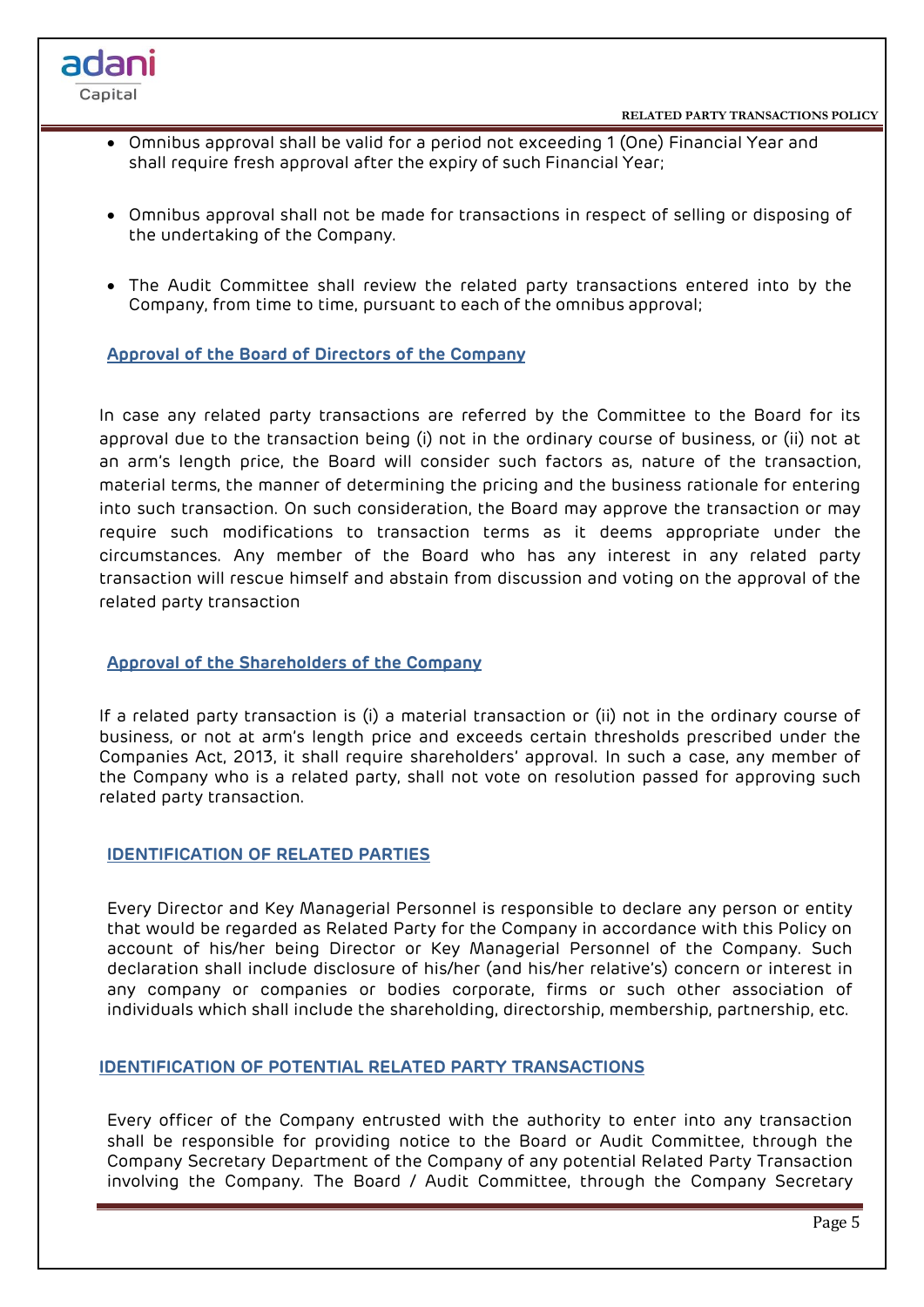- Omnibus approval shall be valid for a period not exceeding 1 (One) Financial Year and shall require fresh approval after the expiry of such Financial Year;

- Omnibus approval shall not be made for transactions in respect of selling or disposing of the undertaking of the Company.

- The Audit Committee shall review the related party transactions entered into by the Company, from time to time, pursuant to each of the omnibus approval;

### Approval of the Board of Directors of the Company

In case any related party transactions are referred by the Committee to the Board for its approval due to the transaction being (i) not in the ordinary course of business, or (ii) not at an arm's length price, the Board will consider such factors as, nature of the transaction, material terms, the manner of determining the pricing and the business rationale for entering into such transaction. On such consideration, the Board may approve the transaction or may require such modifications to transaction terms as it deems appropriate under the circumstances. Any member of the Board who has any interest in any related party transaction will rescue himself and abstain from discussion and voting on the approval of the related party transaction

### Approval of the Shareholders of the Company

If a related party transaction is (i) a material transaction or (ii) not in the ordinary course of business, or not at arm's length price and exceeds certain thresholds prescribed under the Companies Act, 2013, it shall require shareholders' approval. In such a case, any member of the Company who is a related party, shall not vote on resolution passed for approving such related party transaction.

## IDENTIFICATION OF RELATED PARTIES

Every Director and Key Managerial Personnel is responsible to declare any person or entity that would be regarded as Related Party for the Company in accordance with this Policy on account of his/her being Director or Key Managerial Personnel of the Company. Such declaration shall include disclosure of his/her (and his/her relative's) concern or interest in any company or companies or bodies corporate, firms or such other association of individuals which shall include the shareholding, directorship, membership, partnership, etc.

## IDENTIFICATION OF POTENTIAL RELATED PARTY TRANSACTIONS

Every officer of the Company entrusted with the authority to enter into any transaction shall be responsible for providing notice to the Board or Audit Committee, through the Company Secretary Department of the Company of any potential Related Party Transaction involving the Company. The Board / Audit Committee, through the Company Secretary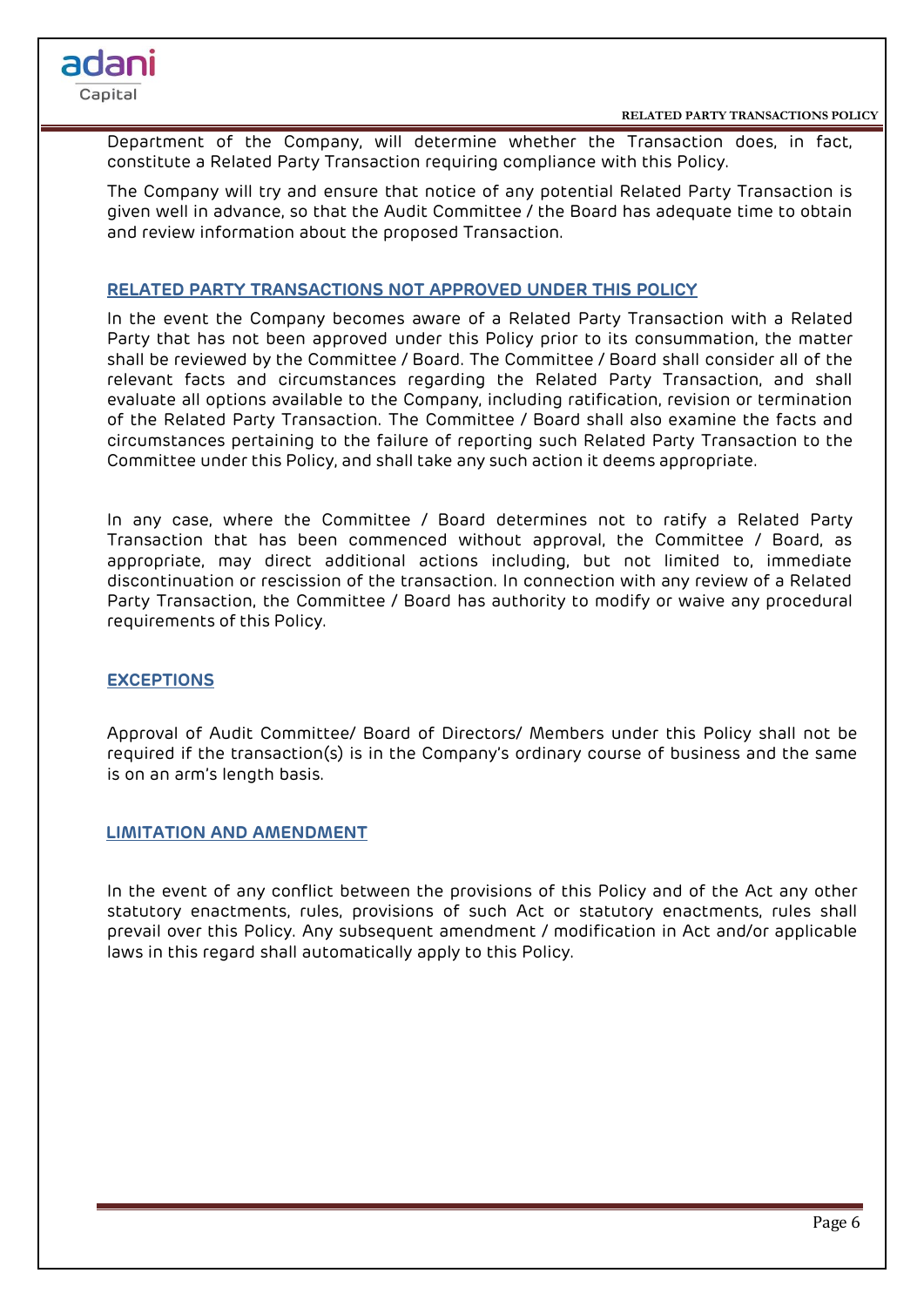Department of the Company, will determine whether the Transaction does, in fact, constitute a Related Party Transaction requiring compliance with this Policy.

The Company will try and ensure that notice of any potential Related Party Transaction is given well in advance, so that the Audit Committee / the Board has adequate time to obtain and review information about the proposed Transaction.

## RELATED PARTY TRANSACTIONS NOT APPROVED UNDER THIS POLICY

In the event the Company becomes aware of a Related Party Transaction with a Related Party that has not been approved under this Policy prior to its consummation, the matter shall be reviewed by the Committee / Board. The Committee / Board shall consider all of the relevant facts and circumstances regarding the Related Party Transaction, and shall evaluate all options available to the Company, including ratification, revision or termination of the Related Party Transaction. The Committee / Board shall also examine the facts and circumstances pertaining to the failure of reporting such Related Party Transaction to the Committee under this Policy, and shall take any such action it deems appropriate.

In any case, where the Committee / Board determines not to ratify a Related Party Transaction that has been commenced without approval, the Committee / Board, as appropriate, may direct additional actions including, but not limited to, immediate discontinuation or rescission of the transaction. In connection with any review of a Related Party Transaction, the Committee / Board has authority to modify or waive any procedural requirements of this Policy.

## EXCEPTIONS

Approval of Audit Committee/ Board of Directors/ Members under this Policy shall not be required if the transaction(s) is in the Company's ordinary course of business and the same is on an arm's length basis.

## LIMITATION AND AMENDMENT

In the event of any conflict between the provisions of this Policy and of the Act any other statutory enactments, rules, provisions of such Act or statutory enactments, rules shall prevail over this Policy. Any subsequent amendment / modification in Act and/or applicable laws in this regard shall automatically apply to this Policy.